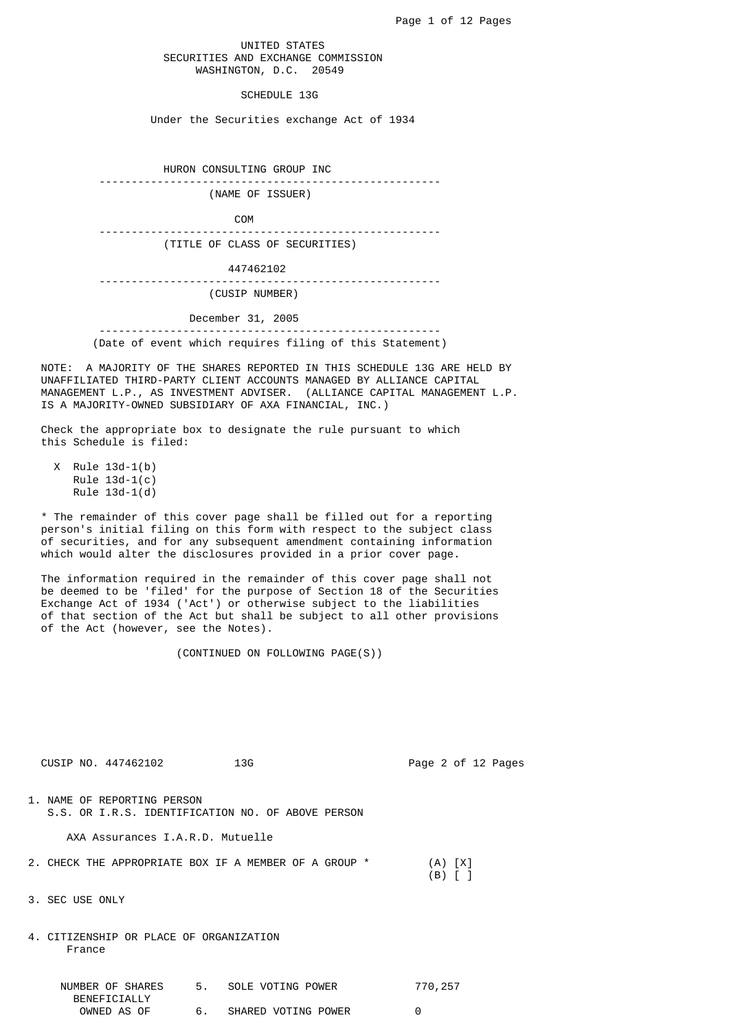UNITED STATES
SECURITIES AND EXCHANGE COMMISSION
WASHINGTON, D.C. 20549

# SCHEDULE 13G

Under the Securities exchange Act of 1934

HURON CONSULTING GROUP INC

(NAME OF ISSUER)

COM

(TITLE OF CLASS OF SECURITIES)

447462102

(CUSIP NUMBER)

December 31, 2005

(Date of event which requires filing of this Statement)

NOTE: A MAJORITY OF THE SHARES REPORTED IN THIS SCHEDULE 13G ARE HELD BY UNAFFILIATED THIRD-PARTY CLIENT ACCOUNTS MANAGED BY ALLIANCE CAPITAL MANAGEMENT L.P., AS INVESTMENT ADVISER. (ALLIANCE CAPITAL MANAGEMENT L.P. IS A MAJORITY-OWNED SUBSIDIARY OF AXA FINANCIAL, INC.)

Check the appropriate box to designate the rule pursuant to which this Schedule is filed:

- X Rule 13d-1(b)
- Rule 13d-1(c)
- Rule 13d-1(d)

* The remainder of this cover page shall be filled out for a reporting person's initial filing on this form with respect to the subject class of securities, and for any subsequent amendment containing information which would alter the disclosures provided in a prior cover page.

The information required in the remainder of this cover page shall not be deemed to be 'filed' for the purpose of Section 18 of the Securities Exchange Act of 1934 ('Act') or otherwise subject to the liabilities of that section of the Act but shall be subject to all other provisions of the Act (however, see the Notes).

(CONTINUED ON FOLLOWING PAGE(S))

CUSIP NO. 447462102 13G

1. NAME OF REPORTING PERSON
   S.S. OR I.R.S. IDENTIFICATION NO. OF ABOVE PERSON

   AXA Assurances I.A.R.D. Mutuelle

2. CHECK THE APPROPRIATE BOX IF A MEMBER OF A GROUP * (A) [X] (B) [ ]

3. SEC USE ONLY

4. CITIZENSHIP OR PLACE OF ORGANIZATION
   France

| NUMBER OF SHARES BENEFICIALLY OWNED AS OF | | | |
|---|---|---|---|
| | 5. | SOLE VOTING POWER | 770,257 |
| | 6. | SHARED VOTING POWER | 0 |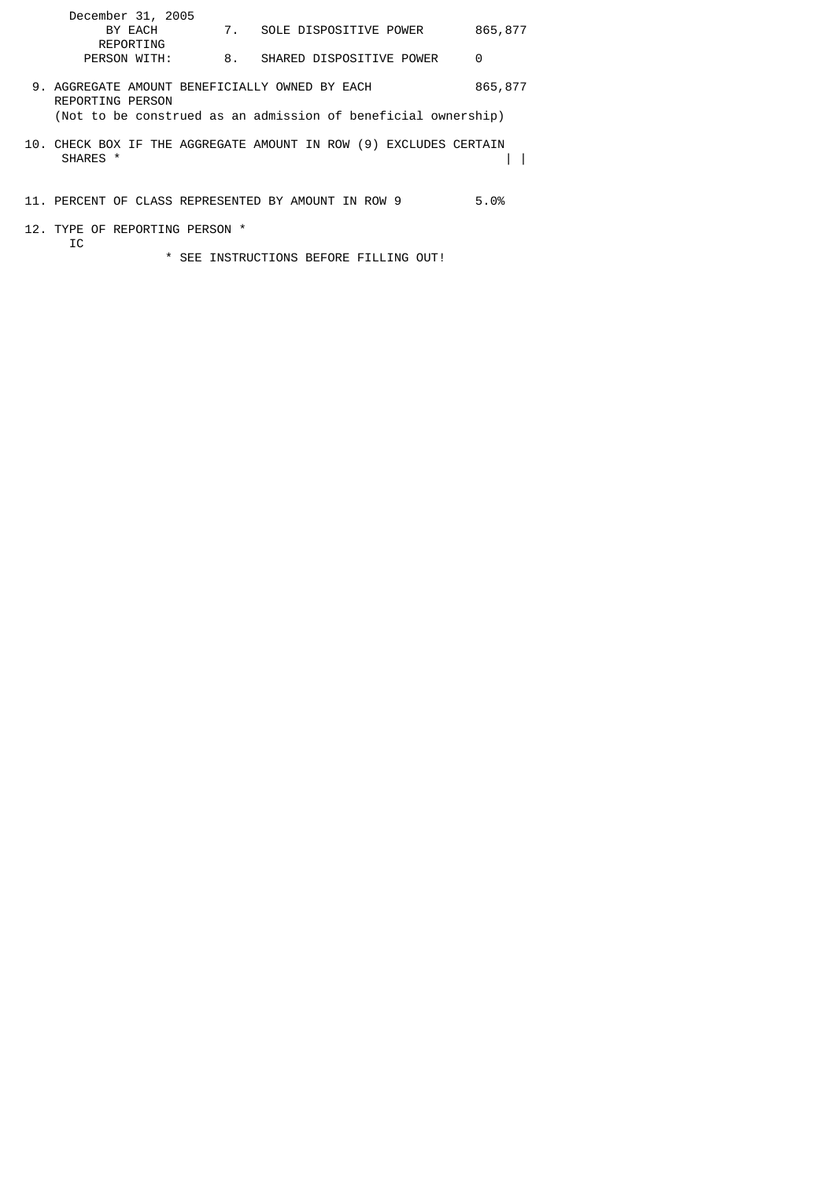| December 31, 2005 | | | |
|---|---|---|---|
| BY EACH | 7. | SOLE DISPOSITIVE POWER | 865,877 |
| REPORTING PERSON WITH: | 8. | SHARED DISPOSITIVE POWER | 0 |

9. AGGREGATE AMOUNT BENEFICIALLY OWNED BY EACH REPORTING PERSON — 865,877
   (Not to be construed as an admission of beneficial ownership)

10. CHECK BOX IF THE AGGREGATE AMOUNT IN ROW (9) EXCLUDES CERTAIN SHARES * | |

11. PERCENT OF CLASS REPRESENTED BY AMOUNT IN ROW 9 — 5.0%

12. TYPE OF REPORTING PERSON *
    IC

* SEE INSTRUCTIONS BEFORE FILLING OUT!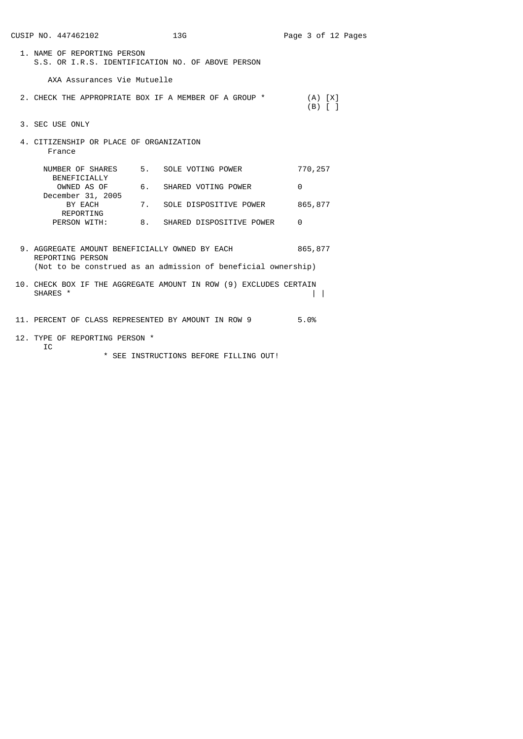CUSIP NO. 447462102 13G

1. NAME OF REPORTING PERSON
   S.S. OR I.R.S. IDENTIFICATION NO. OF ABOVE PERSON

   AXA Assurances Vie Mutuelle

2. CHECK THE APPROPRIATE BOX IF A MEMBER OF A GROUP * (A) [X]
   (B) [ ]

3. SEC USE ONLY

4. CITIZENSHIP OR PLACE OF ORGANIZATION
   France

| NUMBER OF SHARES BENEFICIALLY OWNED AS OF December 31, 2005 BY EACH REPORTING PERSON WITH: | | |
|---|---|---|
| 5. | SOLE VOTING POWER | 770,257 |
| 6. | SHARED VOTING POWER | 0 |
| 7. | SOLE DISPOSITIVE POWER | 865,877 |
| 8. | SHARED DISPOSITIVE POWER | 0 |

9. AGGREGATE AMOUNT BENEFICIALLY OWNED BY EACH REPORTING PERSON 865,877
   (Not to be construed as an admission of beneficial ownership)

10. CHECK BOX IF THE AGGREGATE AMOUNT IN ROW (9) EXCLUDES CERTAIN SHARES * | |

11. PERCENT OF CLASS REPRESENTED BY AMOUNT IN ROW 9 5.0%

12. TYPE OF REPORTING PERSON *
    IC

* SEE INSTRUCTIONS BEFORE FILLING OUT!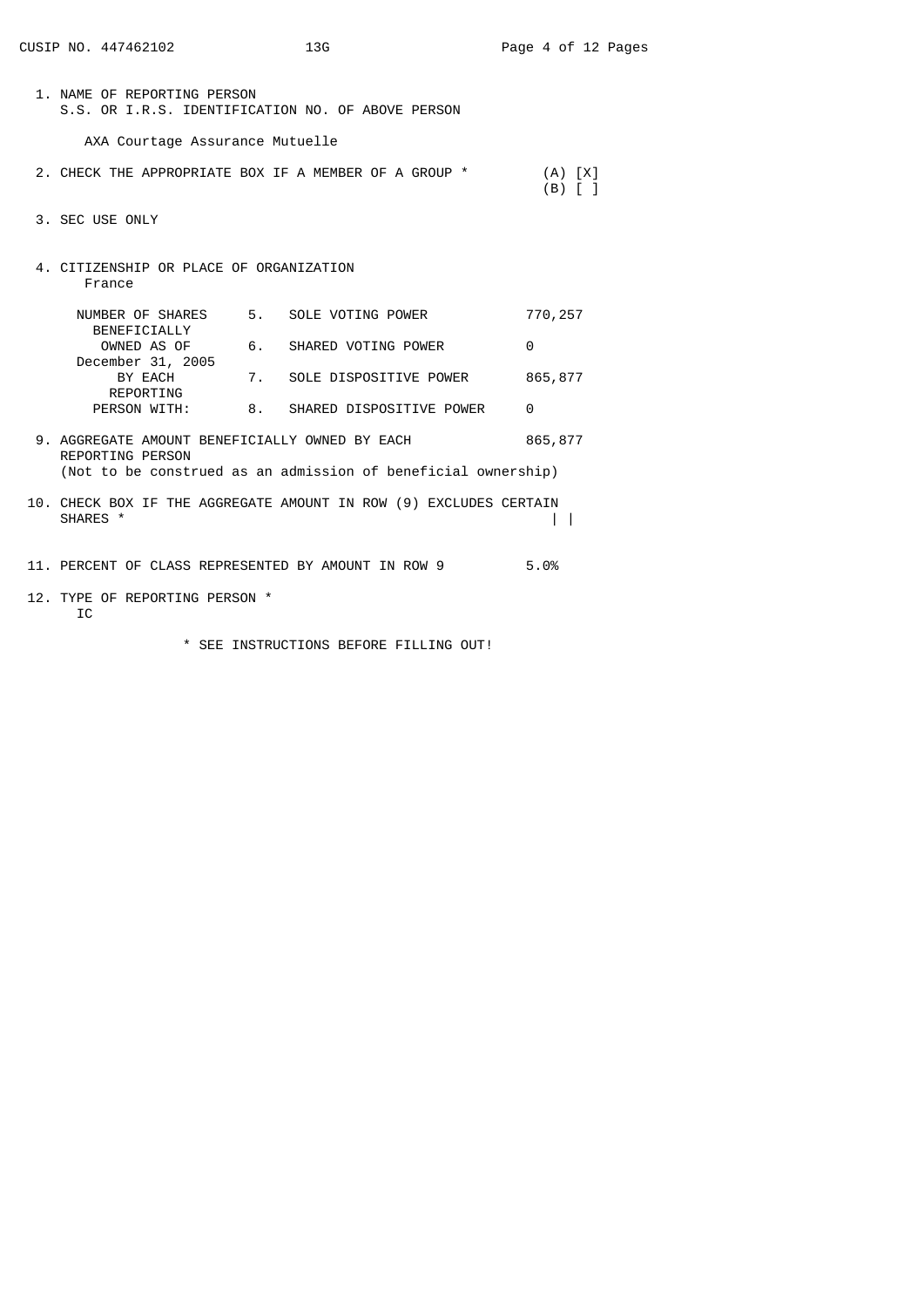CUSIP NO. 447462102 13G

1. NAME OF REPORTING PERSON
   S.S. OR I.R.S. IDENTIFICATION NO. OF ABOVE PERSON

   AXA Courtage Assurance Mutuelle

2. CHECK THE APPROPRIATE BOX IF A MEMBER OF A GROUP * (A) [X]
   (B) [ ]

3. SEC USE ONLY

4. CITIZENSHIP OR PLACE OF ORGANIZATION
   France

| NUMBER OF SHARES BENEFICIALLY OWNED AS OF December 31, 2005 BY EACH REPORTING PERSON WITH: | | | |
|---|---|---|---|
| | 5. | SOLE VOTING POWER | 770,257 |
| | 6. | SHARED VOTING POWER | 0 |
| | 7. | SOLE DISPOSITIVE POWER | 865,877 |
| | 8. | SHARED DISPOSITIVE POWER | 0 |

9. AGGREGATE AMOUNT BENEFICIALLY OWNED BY EACH REPORTING PERSON 865,877
   (Not to be construed as an admission of beneficial ownership)

10. CHECK BOX IF THE AGGREGATE AMOUNT IN ROW (9) EXCLUDES CERTAIN SHARES * | |

11. PERCENT OF CLASS REPRESENTED BY AMOUNT IN ROW 9 5.0%

12. TYPE OF REPORTING PERSON *
    IC

\* SEE INSTRUCTIONS BEFORE FILLING OUT!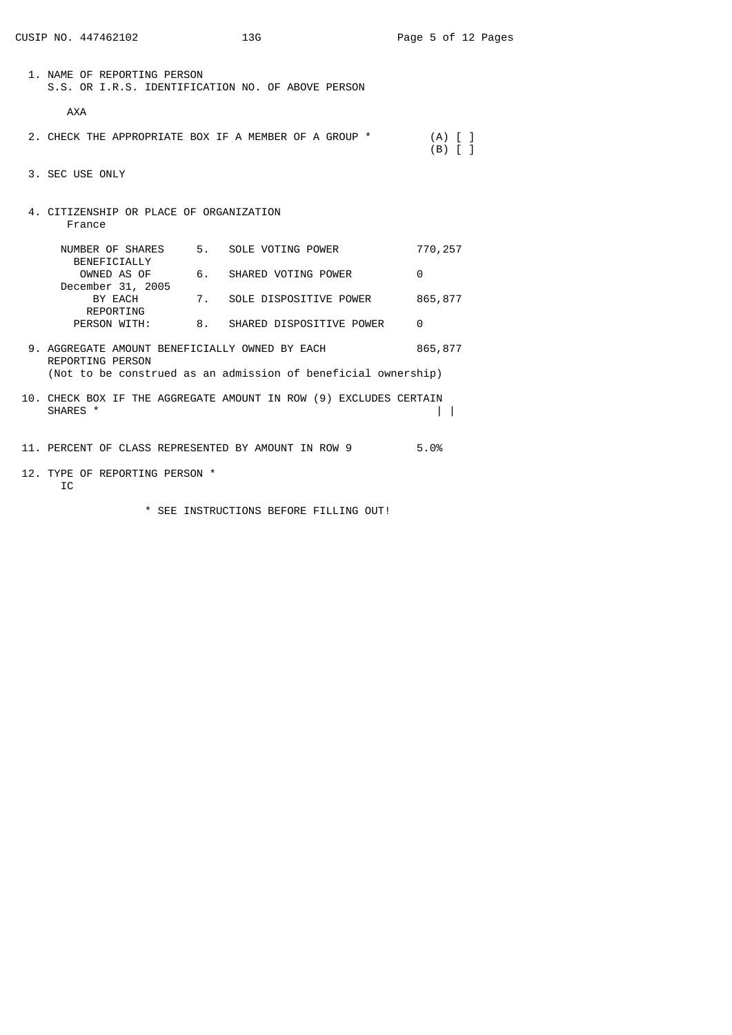CUSIP NO. 447462102 13G

1. NAME OF REPORTING PERSON
   S.S. OR I.R.S. IDENTIFICATION NO. OF ABOVE PERSON

   AXA

2. CHECK THE APPROPRIATE BOX IF A MEMBER OF A GROUP * (A) [ ]
   (B) [ ]

3. SEC USE ONLY

4. CITIZENSHIP OR PLACE OF ORGANIZATION
   France

| NUMBER OF SHARES BENEFICIALLY OWNED AS OF December 31, 2005 BY EACH REPORTING PERSON WITH: | | | |
|---|---|---|---|
| | 5. | SOLE VOTING POWER | 770,257 |
| | 6. | SHARED VOTING POWER | 0 |
| | 7. | SOLE DISPOSITIVE POWER | 865,877 |
| | 8. | SHARED DISPOSITIVE POWER | 0 |

9. AGGREGATE AMOUNT BENEFICIALLY OWNED BY EACH REPORTING PERSON 865,877
   (Not to be construed as an admission of beneficial ownership)

10. CHECK BOX IF THE AGGREGATE AMOUNT IN ROW (9) EXCLUDES CERTAIN SHARES * | |

11. PERCENT OF CLASS REPRESENTED BY AMOUNT IN ROW 9 5.0%

12. TYPE OF REPORTING PERSON *
    IC

\* SEE INSTRUCTIONS BEFORE FILLING OUT!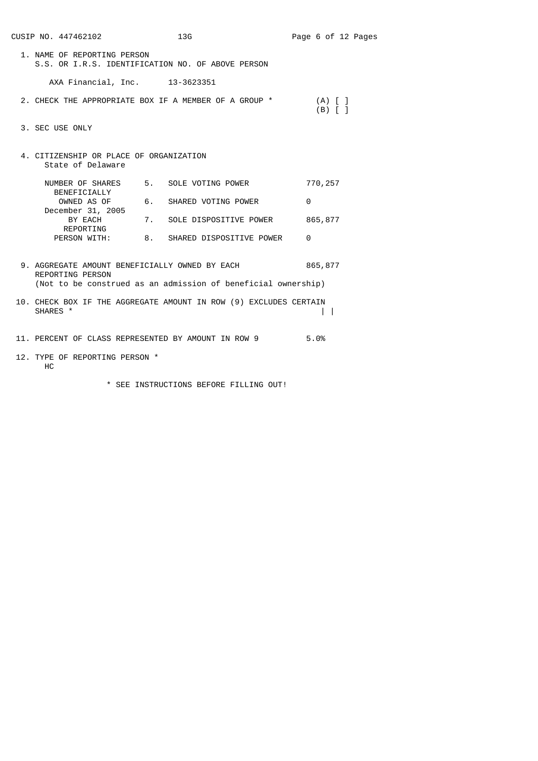CUSIP NO. 447462102 13G

1. NAME OF REPORTING PERSON
   S.S. OR I.R.S. IDENTIFICATION NO. OF ABOVE PERSON

   AXA Financial, Inc. 13-3623351

2. CHECK THE APPROPRIATE BOX IF A MEMBER OF A GROUP * (A) [ ]
   (B) [ ]

3. SEC USE ONLY

4. CITIZENSHIP OR PLACE OF ORGANIZATION
   State of Delaware

| NUMBER OF SHARES BENEFICIALLY OWNED AS OF December 31, 2005 BY EACH REPORTING PERSON WITH: | | | |
|---|---|---|---|
| | 5. | SOLE VOTING POWER | 770,257 |
| | 6. | SHARED VOTING POWER | 0 |
| | 7. | SOLE DISPOSITIVE POWER | 865,877 |
| | 8. | SHARED DISPOSITIVE POWER | 0 |

9. AGGREGATE AMOUNT BENEFICIALLY OWNED BY EACH REPORTING PERSON 865,877
   (Not to be construed as an admission of beneficial ownership)

10. CHECK BOX IF THE AGGREGATE AMOUNT IN ROW (9) EXCLUDES CERTAIN SHARES * | |

11. PERCENT OF CLASS REPRESENTED BY AMOUNT IN ROW 9 5.0%

12. TYPE OF REPORTING PERSON *
    HC

* SEE INSTRUCTIONS BEFORE FILLING OUT!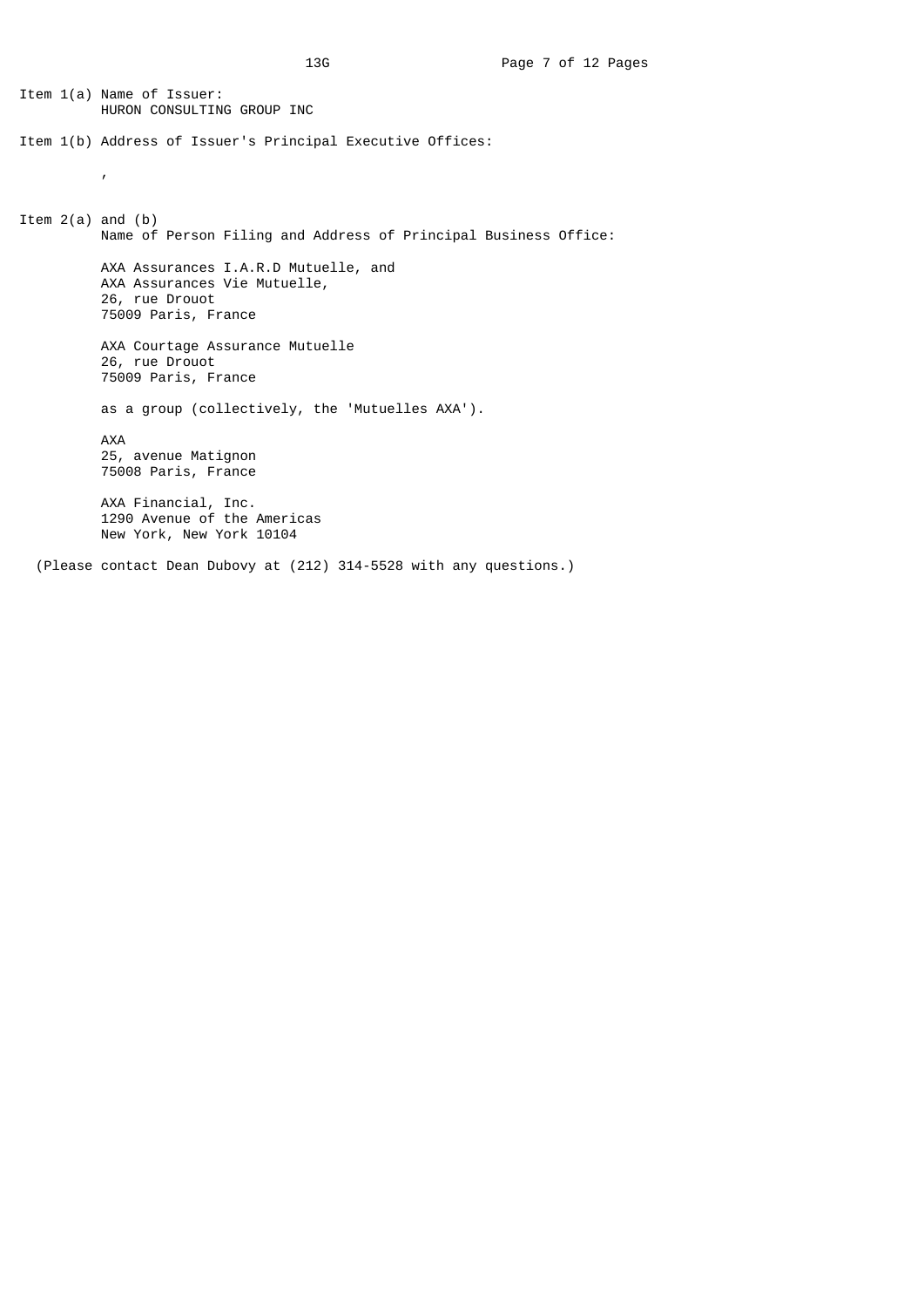Item 1(a) Name of Issuer:
HURON CONSULTING GROUP INC

Item 1(b) Address of Issuer's Principal Executive Offices:

,

Item 2(a) and (b)
Name of Person Filing and Address of Principal Business Office:

AXA Assurances I.A.R.D Mutuelle, and
AXA Assurances Vie Mutuelle,
26, rue Drouot
75009 Paris, France

AXA Courtage Assurance Mutuelle
26, rue Drouot
75009 Paris, France

as a group (collectively, the 'Mutuelles AXA').

AXA
25, avenue Matignon
75008 Paris, France

AXA Financial, Inc.
1290 Avenue of the Americas
New York, New York 10104

(Please contact Dean Dubovy at (212) 314-5528 with any questions.)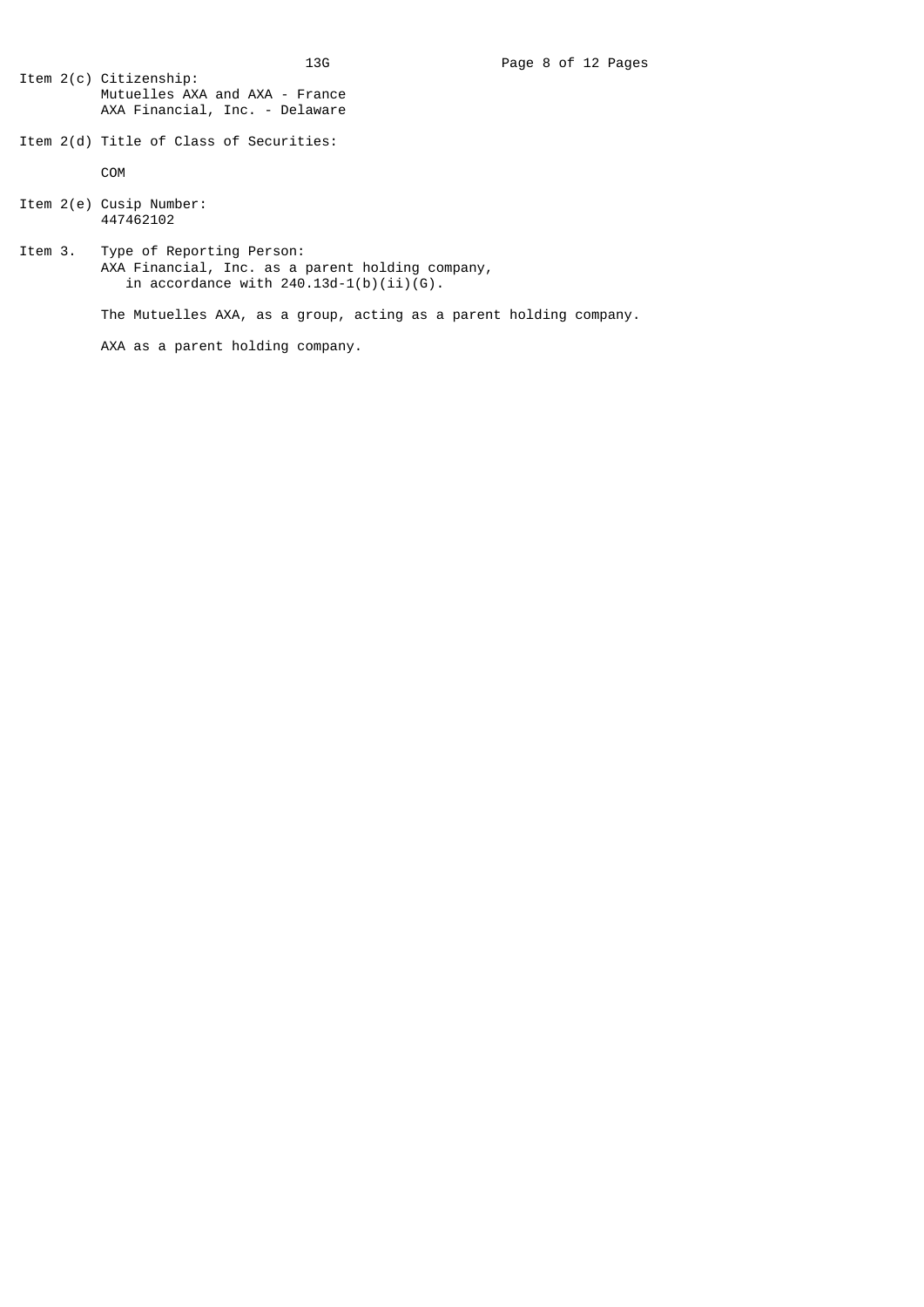Item 2(c) Citizenship:
Mutuelles AXA and AXA - France
AXA Financial, Inc. - Delaware

Item 2(d) Title of Class of Securities:

COM

Item 2(e) Cusip Number:
447462102

Item 3. Type of Reporting Person:
AXA Financial, Inc. as a parent holding company, in accordance with 240.13d-1(b)(ii)(G).

The Mutuelles AXA, as a group, acting as a parent holding company.

AXA as a parent holding company.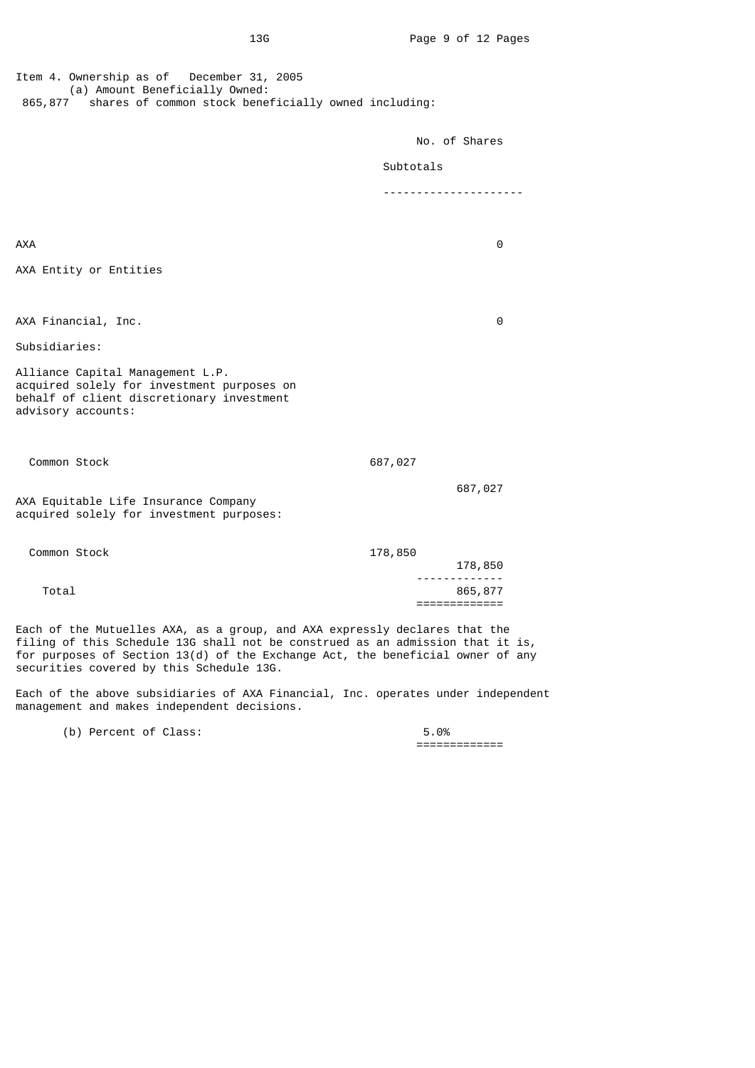Item 4. Ownership as of December 31, 2005

(a) Amount Beneficially Owned:

865,877 shares of common stock beneficially owned including:

| | | No. of Shares |
|---|---|---|
| | | Subtotals |
| AXA | | 0 |
| AXA Entity or Entities | | |
| AXA Financial, Inc. | | 0 |
| Subsidiaries: | | |
| Alliance Capital Management L.P. acquired solely for investment purposes on behalf of client discretionary investment advisory accounts: | | |
| Common Stock | 687,027 | |
| | | 687,027 |
| AXA Equitable Life Insurance Company acquired solely for investment purposes: | | |
| Common Stock | 178,850 | |
| | | 178,850 |
| Total | | 865,877 |

Each of the Mutuelles AXA, as a group, and AXA expressly declares that the filing of this Schedule 13G shall not be construed as an admission that it is, for purposes of Section 13(d) of the Exchange Act, the beneficial owner of any securities covered by this Schedule 13G.

Each of the above subsidiaries of AXA Financial, Inc. operates under independent management and makes independent decisions.

(b) Percent of Class: 5.0%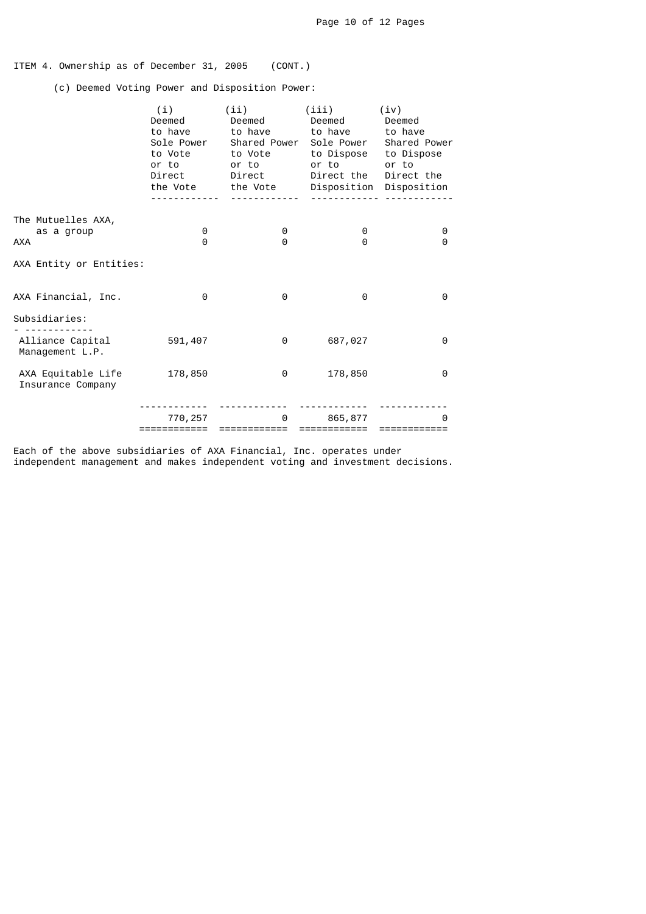ITEM 4. Ownership as of December 31, 2005 (CONT.)

(c) Deemed Voting Power and Disposition Power:

| | (i) Deemed to have Sole Power to Vote or to Direct the Vote | (ii) Deemed to have Shared Power to Vote or to Direct the Vote | (iii) Deemed to have Sole Power to Dispose or to Direct the Disposition | (iv) Deemed to have Shared Power to Dispose or to Direct the Disposition |
|---|---|---|---|---|
| The Mutuelles AXA, as a group | 0 | 0 | 0 | 0 |
| AXA | 0 | 0 | 0 | 0 |
| AXA Entity or Entities: | | | | |
| AXA Financial, Inc. | 0 | 0 | 0 | 0 |
| Subsidiaries: | | | | |
| Alliance Capital Management L.P. | 591,407 | 0 | 687,027 | 0 |
| AXA Equitable Life Insurance Company | 178,850 | 0 | 178,850 | 0 |
| | 770,257 | 0 | 865,877 | 0 |

Each of the above subsidiaries of AXA Financial, Inc. operates under independent management and makes independent voting and investment decisions.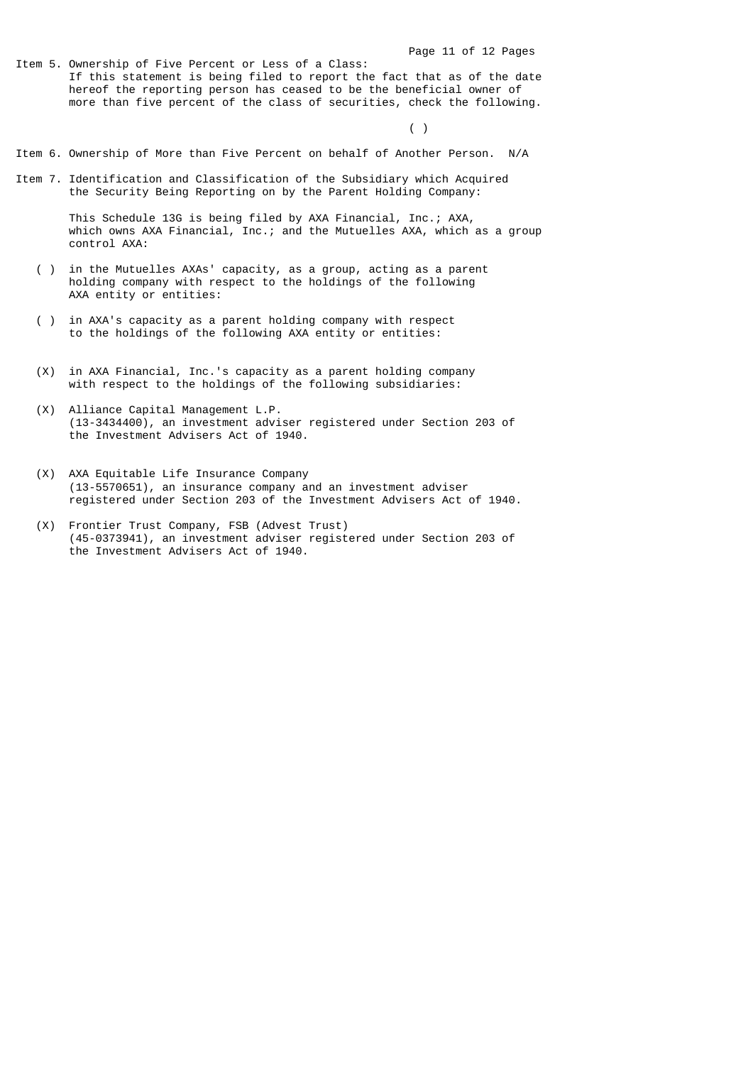Item 5. Ownership of Five Percent or Less of a Class:
If this statement is being filed to report the fact that as of the date hereof the reporting person has ceased to be the beneficial owner of more than five percent of the class of securities, check the following.

( )

Item 6. Ownership of More than Five Percent on behalf of Another Person. N/A

Item 7. Identification and Classification of the Subsidiary which Acquired the Security Being Reporting on by the Parent Holding Company:

This Schedule 13G is being filed by AXA Financial, Inc.; AXA, which owns AXA Financial, Inc.; and the Mutuelles AXA, which as a group control AXA:

( ) in the Mutuelles AXAs' capacity, as a group, acting as a parent holding company with respect to the holdings of the following AXA entity or entities:

( ) in AXA's capacity as a parent holding company with respect to the holdings of the following AXA entity or entities:

(X) in AXA Financial, Inc.'s capacity as a parent holding company with respect to the holdings of the following subsidiaries:

(X) Alliance Capital Management L.P. (13-3434400), an investment adviser registered under Section 203 of the Investment Advisers Act of 1940.

(X) AXA Equitable Life Insurance Company (13-5570651), an insurance company and an investment adviser registered under Section 203 of the Investment Advisers Act of 1940.

(X) Frontier Trust Company, FSB (Advest Trust) (45-0373941), an investment adviser registered under Section 203 of the Investment Advisers Act of 1940.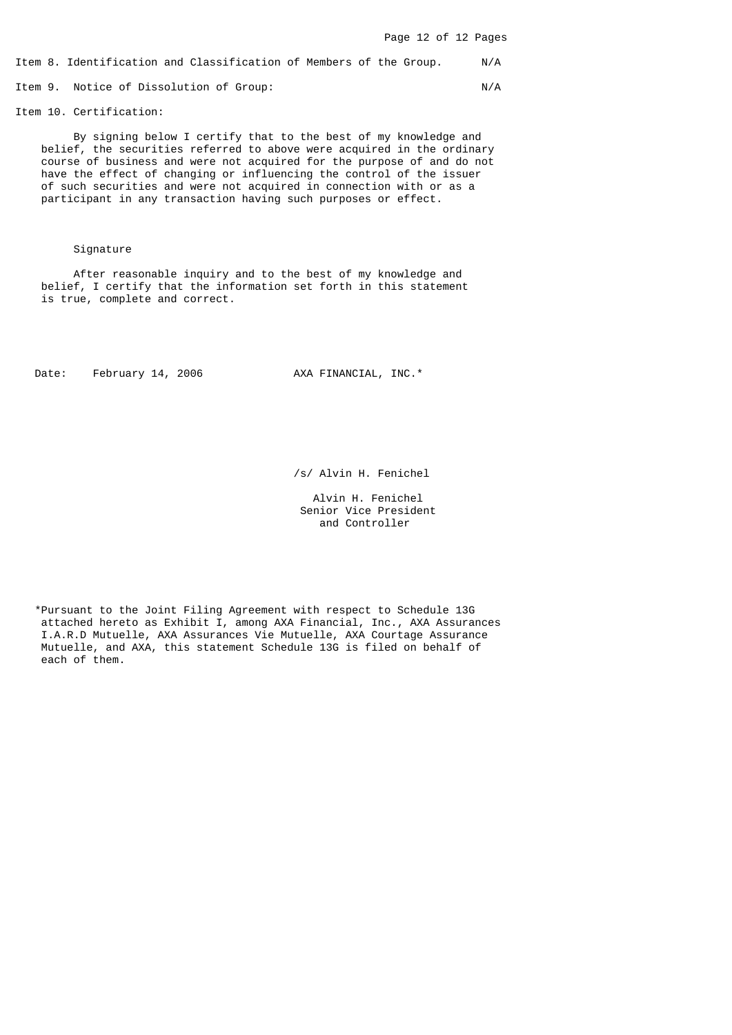Item 8. Identification and Classification of Members of the Group. N/A

Item 9. Notice of Dissolution of Group: N/A

Item 10. Certification:

By signing below I certify that to the best of my knowledge and belief, the securities referred to above were acquired in the ordinary course of business and were not acquired for the purpose of and do not have the effect of changing or influencing the control of the issuer of such securities and were not acquired in connection with or as a participant in any transaction having such purposes or effect.

Signature

After reasonable inquiry and to the best of my knowledge and belief, I certify that the information set forth in this statement is true, complete and correct.

Date: February 14, 2006

AXA FINANCIAL, INC.*

/s/ Alvin H. Fenichel

Alvin H. Fenichel
Senior Vice President
and Controller

*Pursuant to the Joint Filing Agreement with respect to Schedule 13G attached hereto as Exhibit I, among AXA Financial, Inc., AXA Assurances I.A.R.D Mutuelle, AXA Assurances Vie Mutuelle, AXA Courtage Assurance Mutuelle, and AXA, this statement Schedule 13G is filed on behalf of each of them.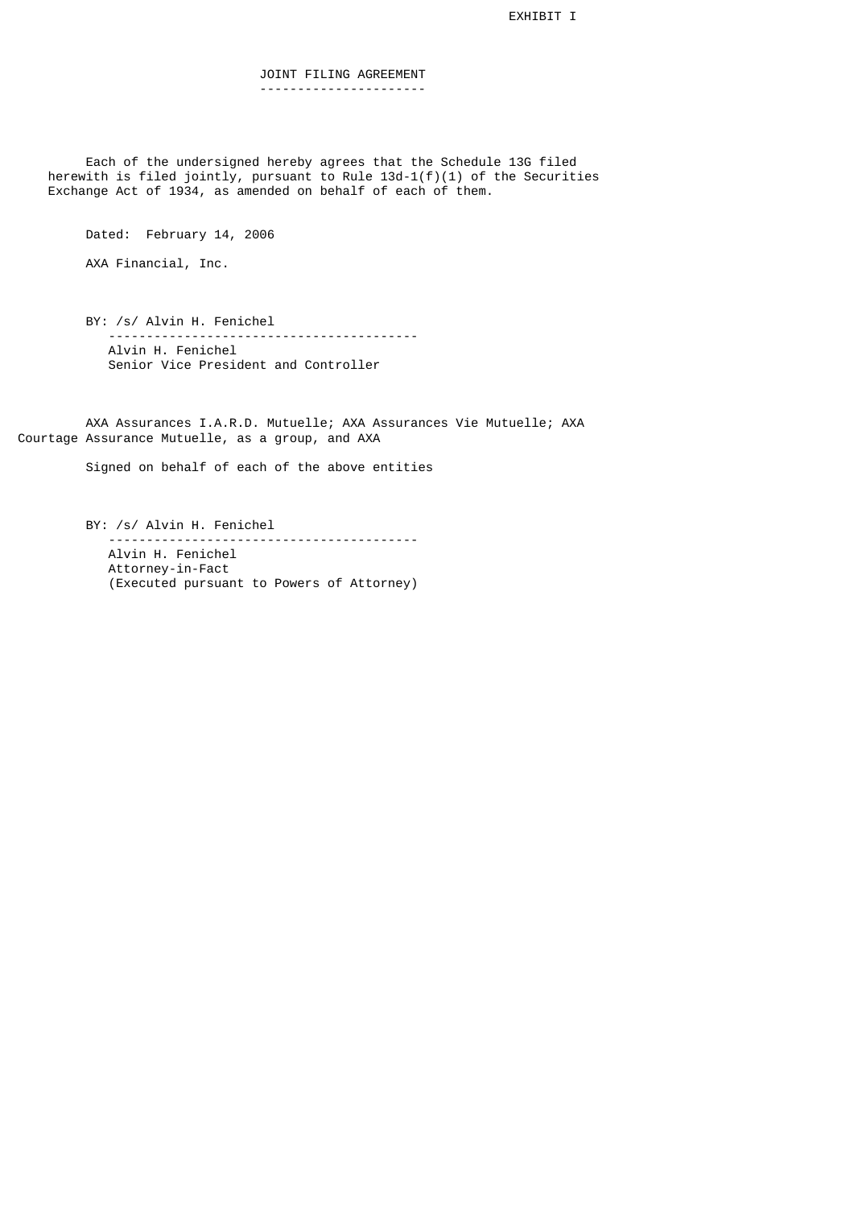EXHIBIT I

# JOINT FILING AGREEMENT

Each of the undersigned hereby agrees that the Schedule 13G filed herewith is filed jointly, pursuant to Rule 13d-1(f)(1) of the Securities Exchange Act of 1934, as amended on behalf of each of them.

Dated: February 14, 2006

AXA Financial, Inc.

BY: /s/ Alvin H. Fenichel
Alvin H. Fenichel
Senior Vice President and Controller

AXA Assurances I.A.R.D. Mutuelle; AXA Assurances Vie Mutuelle; AXA Courtage Assurance Mutuelle, as a group, and AXA

Signed on behalf of each of the above entities

BY: /s/ Alvin H. Fenichel
Alvin H. Fenichel
Attorney-in-Fact
(Executed pursuant to Powers of Attorney)